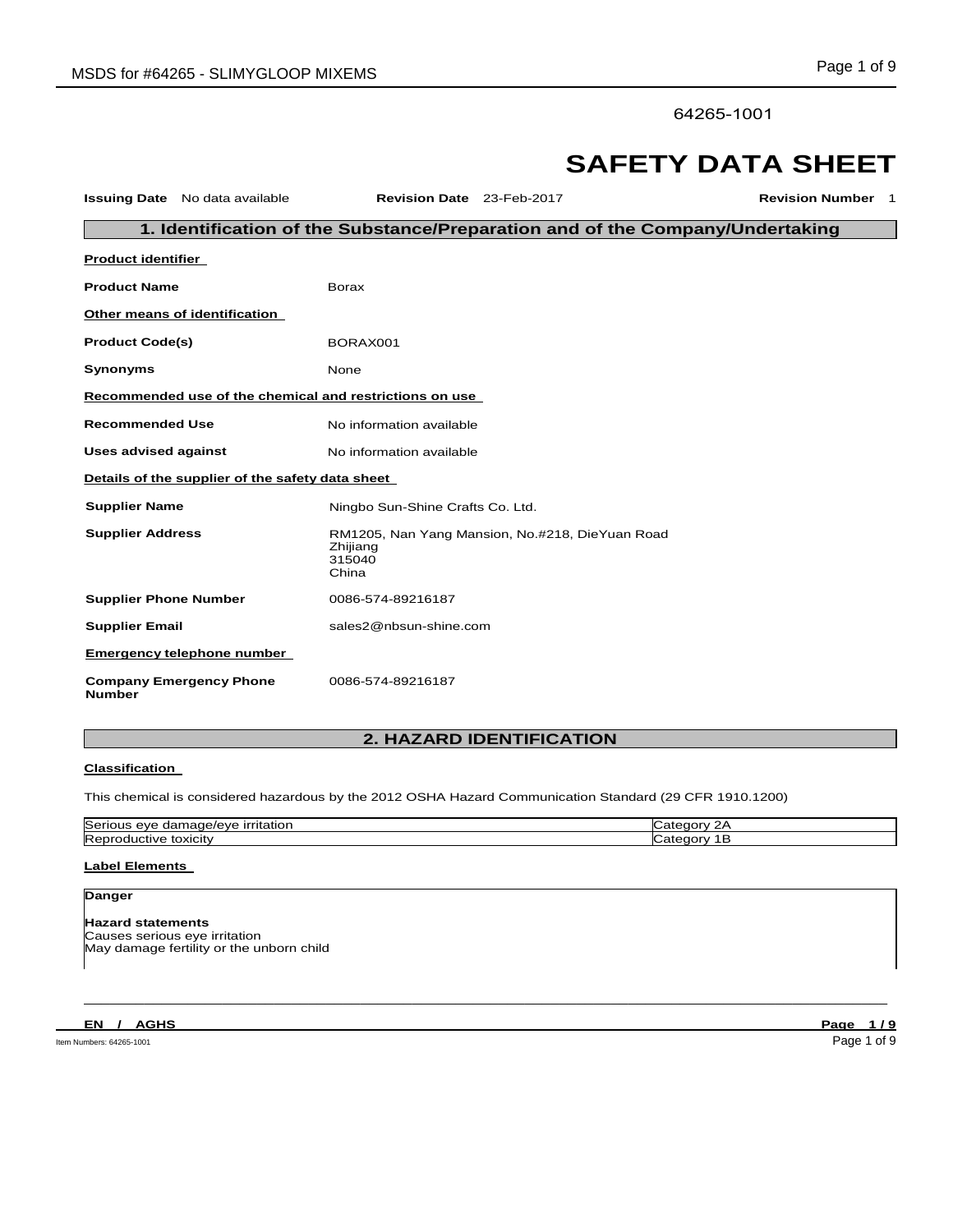64265-1001

# SAFETY DATA SHEET

**Issuing Date** No data available **Revision Date** 23-Feb-2017 **Revision Number** 1

## 1. Identification of the Substance/Preparation and of the Company/Undertaking

**Product identifier**

**Product Name** Borax

**Other means of identification**

**Product Code(s)** BORAX001

**Synonyms** None

**Recommended use of the chemical and restrictions on use**

**Recommended Use** No information available

**Uses advised against** No information available

**Details of the supplier of the safety data sheet**

**Supplier Name** Ningbo Sun-Shine Crafts Co. Ltd.

**Supplier Address** RM1205, Nan Yang Mansion, No.#218, DieYuan Road
Zhijiang
315040
China

**Supplier Phone Number** 0086-574-89216187

**Supplier Email** sales2@nbsun-shine.com

**Emergency telephone number**

**Company Emergency Phone Number** 0086-574-89216187

## 2. HAZARD IDENTIFICATION

**Classification**

This chemical is considered hazardous by the 2012 OSHA Hazard Communication Standard (29 CFR 1910.1200)

| | |
|---|---|
| Serious eye damage/eye irritation | Category 2A |
| Reproductive toxicity | Category 1B |

**Label Elements**

**Danger**

**Hazard statements**
Causes serious eye irritation
May damage fertility or the unborn child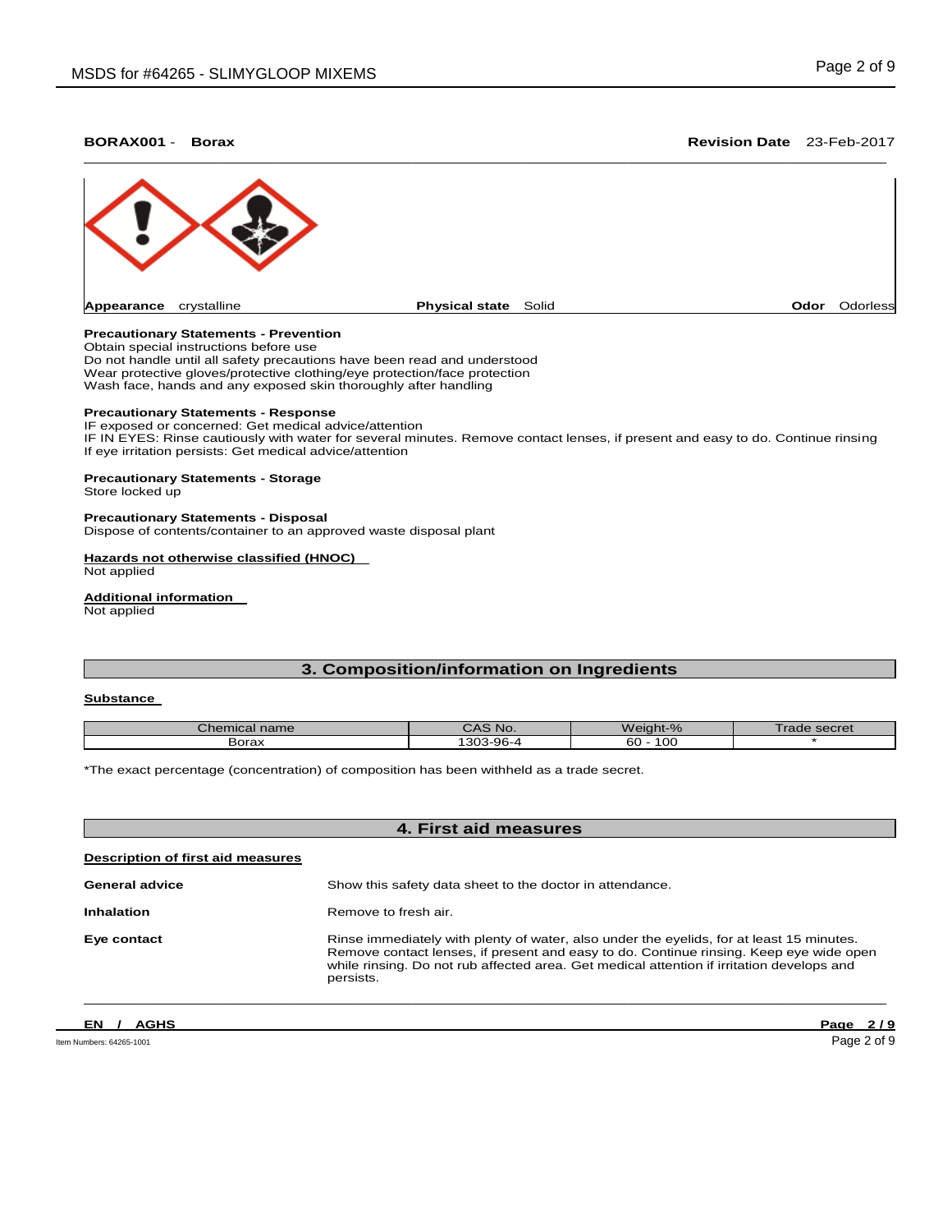**BORAX001 - Borax** **Revision Date** 23-Feb-2017

**Appearance** crystalline **Physical state** Solid **Odor** Odorless

**Precautionary Statements - Prevention**
Obtain special instructions before use
Do not handle until all safety precautions have been read and understood
Wear protective gloves/protective clothing/eye protection/face protection
Wash face, hands and any exposed skin thoroughly after handling

**Precautionary Statements - Response**
IF exposed or concerned: Get medical advice/attention
IF IN EYES: Rinse cautiously with water for several minutes. Remove contact lenses, if present and easy to do. Continue rinsing
If eye irritation persists: Get medical advice/attention

**Precautionary Statements - Storage**
Store locked up

**Precautionary Statements - Disposal**
Dispose of contents/container to an approved waste disposal plant

**Hazards not otherwise classified (HNOC)**
Not applied

**Additional information**
Not applied

## 3. Composition/information on Ingredients

**Substance**

| Chemical name | CAS No. | Weight-% | Trade secret |
|---|---|---|---|
| Borax | 1303-96-4 | 60 - 100 | * |

*The exact percentage (concentration) of composition has been withheld as a trade secret.

## 4. First aid measures

**Description of first aid measures**

**General advice** Show this safety data sheet to the doctor in attendance.

**Inhalation** Remove to fresh air.

**Eye contact** Rinse immediately with plenty of water, also under the eyelids, for at least 15 minutes. Remove contact lenses, if present and easy to do. Continue rinsing. Keep eye wide open while rinsing. Do not rub affected area. Get medical attention if irritation develops and persists.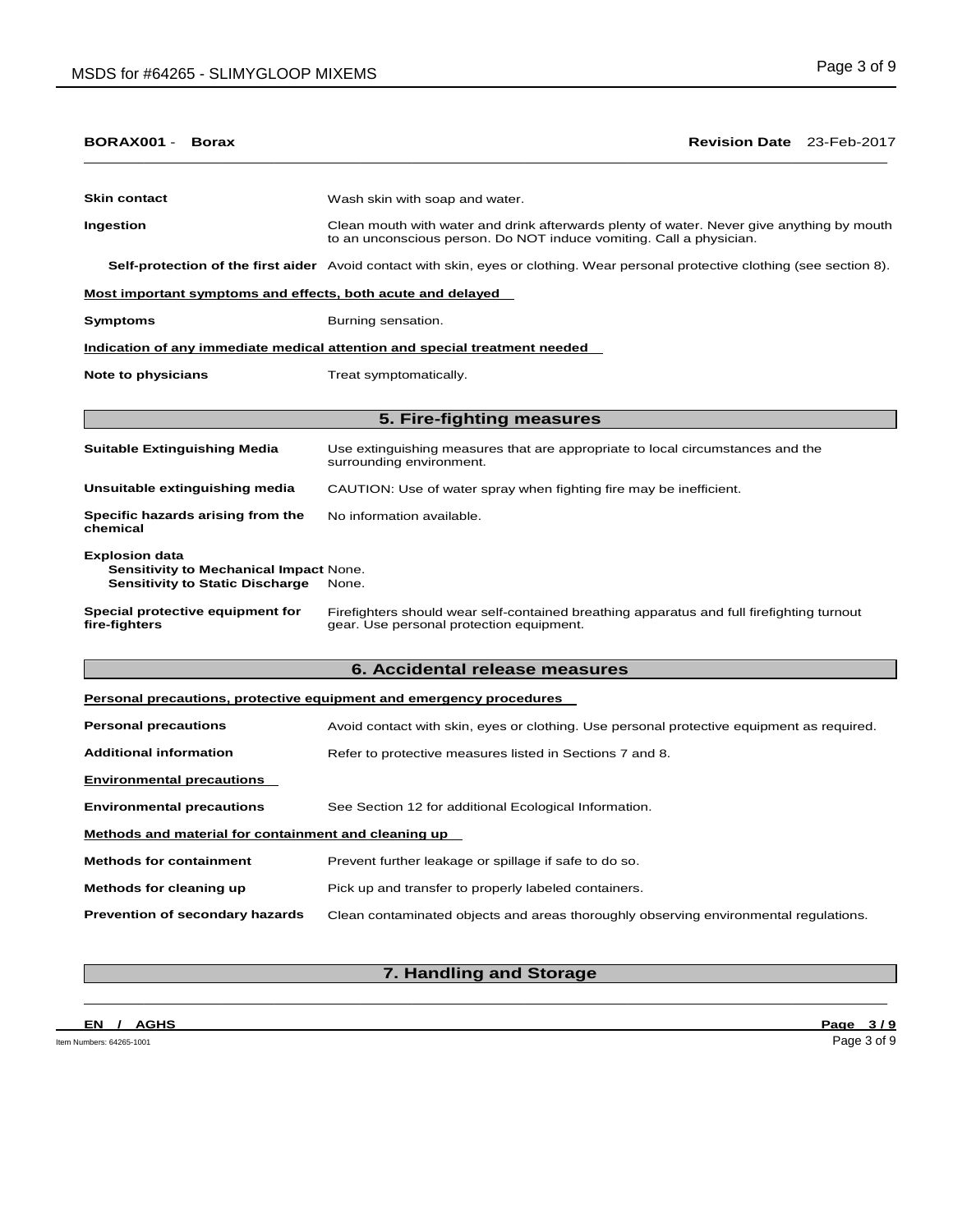**BORAX001 - Borax** **Revision Date** 23-Feb-2017

**Skin contact** Wash skin with soap and water.

**Ingestion** Clean mouth with water and drink afterwards plenty of water. Never give anything by mouth to an unconscious person. Do NOT induce vomiting. Call a physician.

**Self-protection of the first aider** Avoid contact with skin, eyes or clothing. Wear personal protective clothing (see section 8).

**Most important symptoms and effects, both acute and delayed**

**Symptoms** Burning sensation.

**Indication of any immediate medical attention and special treatment needed**

**Note to physicians** Treat symptomatically.

## 5. Fire-fighting measures

**Suitable Extinguishing Media** Use extinguishing measures that are appropriate to local circumstances and the surrounding environment.

**Unsuitable extinguishing media** CAUTION: Use of water spray when fighting fire may be inefficient.

**Specific hazards arising from the chemical** No information available.

**Explosion data**
**Sensitivity to Mechanical Impact** None.
**Sensitivity to Static Discharge** None.

**Special protective equipment for fire-fighters** Firefighters should wear self-contained breathing apparatus and full firefighting turnout gear. Use personal protection equipment.

## 6. Accidental release measures

**Personal precautions, protective equipment and emergency procedures**

**Personal precautions** Avoid contact with skin, eyes or clothing. Use personal protective equipment as required.

**Additional information** Refer to protective measures listed in Sections 7 and 8.

**Environmental precautions**

**Environmental precautions** See Section 12 for additional Ecological Information.

**Methods and material for containment and cleaning up**

**Methods for containment** Prevent further leakage or spillage if safe to do so.

**Methods for cleaning up** Pick up and transfer to properly labeled containers.

**Prevention of secondary hazards** Clean contaminated objects and areas thoroughly observing environmental regulations.

## 7. Handling and Storage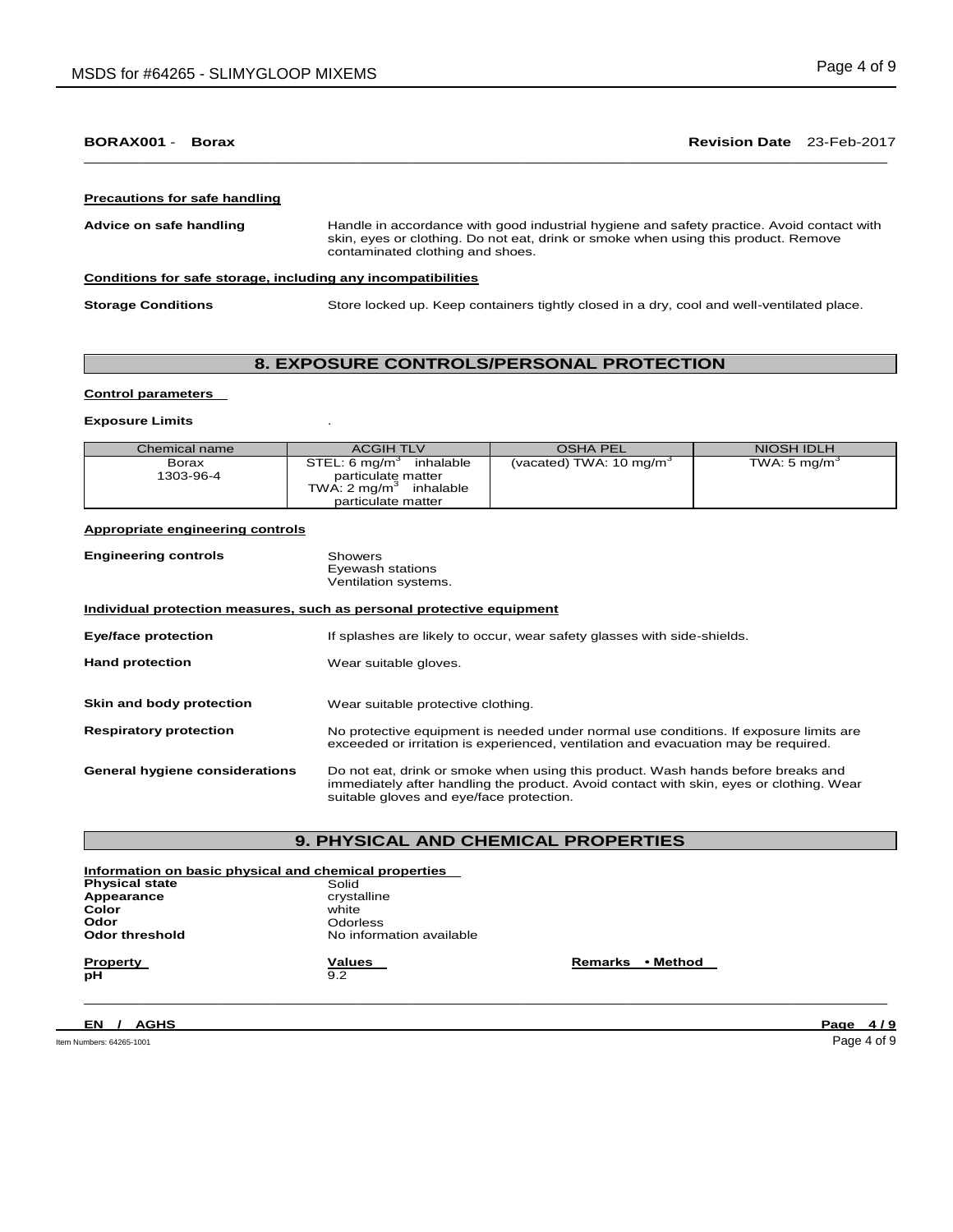**BORAX001 - Borax** **Revision Date** 23-Feb-2017

**Precautions for safe handling**

**Advice on safe handling** Handle in accordance with good industrial hygiene and safety practice. Avoid contact with skin, eyes or clothing. Do not eat, drink or smoke when using this product. Remove contaminated clothing and shoes.

**Conditions for safe storage, including any incompatibilities**

**Storage Conditions** Store locked up. Keep containers tightly closed in a dry, cool and well-ventilated place.

## 8. EXPOSURE CONTROLS/PERSONAL PROTECTION

**Control parameters**

**Exposure Limits** .

| Chemical name | ACGIH TLV | OSHA PEL | NIOSH IDLH |
|---|---|---|---|
| Borax 1303-96-4 | STEL: 6 $mg/m^3$ inhalable particulate matter TWA: 2 $mg/m^3$ inhalable particulate matter | (vacated) TWA: 10 $mg/m^3$ | TWA: 5 $mg/m^3$ |

**Appropriate engineering controls**

**Engineering controls** Showers
Eyewash stations
Ventilation systems.

**Individual protection measures, such as personal protective equipment**

**Eye/face protection** If splashes are likely to occur, wear safety glasses with side-shields.

**Hand protection** Wear suitable gloves.

**Skin and body protection** Wear suitable protective clothing.

**Respiratory protection** No protective equipment is needed under normal use conditions. If exposure limits are exceeded or irritation is experienced, ventilation and evacuation may be required.

**General hygiene considerations** Do not eat, drink or smoke when using this product. Wash hands before breaks and immediately after handling the product. Avoid contact with skin, eyes or clothing. Wear suitable gloves and eye/face protection.

## 9. PHYSICAL AND CHEMICAL PROPERTIES

**Information on basic physical and chemical properties**

**Physical state** Solid
**Appearance** crystalline
**Color** white
**Odor** Odorless
**Odor threshold** No information available

| Property | Values | Remarks • Method |
|---|---|---|
| **pH** | 9.2 | |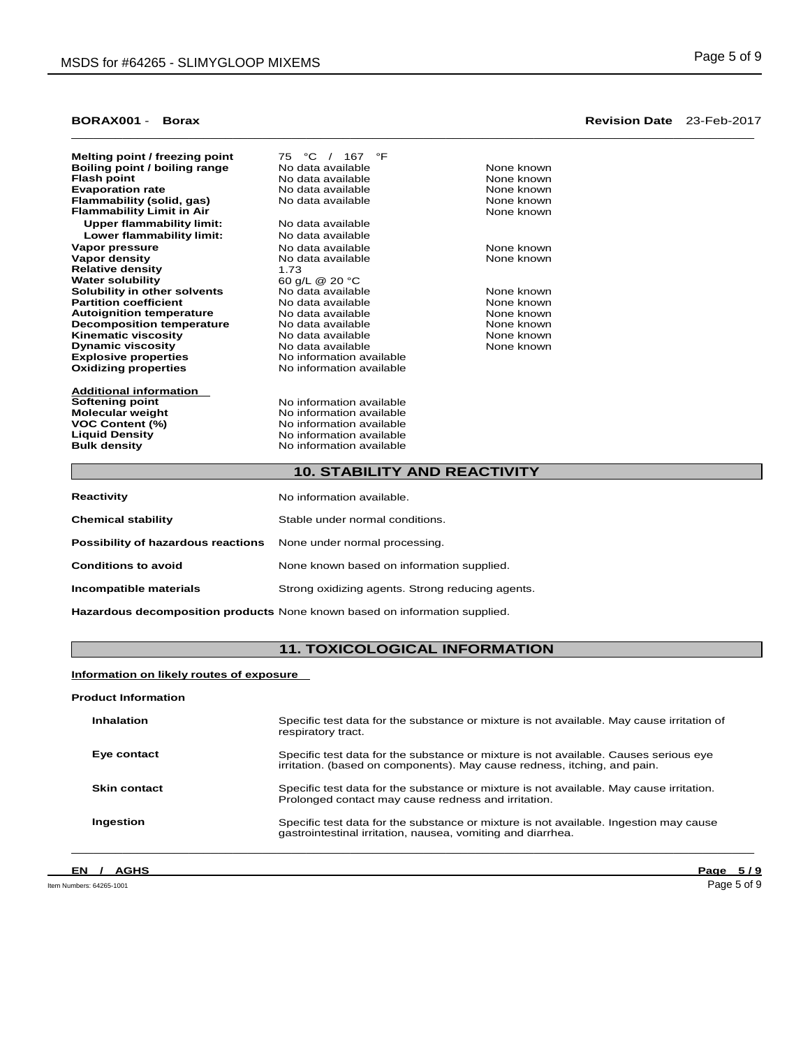**BORAX001** - **Borax** **Revision Date** 23-Feb-2017

| | | |
|---|---|---|
| **Melting point / freezing point** | 75 °C / 167 °F | |
| **Boiling point / boiling range** | No data available | None known |
| **Flash point** | No data available | None known |
| **Evaporation rate** | No data available | None known |
| **Flammability (solid, gas)** | No data available | None known |
| **Flammability Limit in Air** | | None known |
| **Upper flammability limit:** | No data available | |
| **Lower flammability limit:** | No data available | |
| **Vapor pressure** | No data available | None known |
| **Vapor density** | No data available | None known |
| **Relative density** | 1.73 | |
| **Water solubility** | 60 g/L @ 20 °C | |
| **Solubility in other solvents** | No data available | None known |
| **Partition coefficient** | No data available | None known |
| **Autoignition temperature** | No data available | None known |
| **Decomposition temperature** | No data available | None known |
| **Kinematic viscosity** | No data available | None known |
| **Dynamic viscosity** | No data available | None known |
| **Explosive properties** | No information available | |
| **Oxidizing properties** | No information available | |

**Additional information**

| | |
|---|---|
| **Softening point** | No information available |
| **Molecular weight** | No information available |
| **VOC Content (%)** | No information available |
| **Liquid Density** | No information available |
| **Bulk density** | No information available |

## 10. STABILITY AND REACTIVITY

**Reactivity** No information available.

**Chemical stability** Stable under normal conditions.

**Possibility of hazardous reactions** None under normal processing.

**Conditions to avoid** None known based on information supplied.

**Incompatible materials** Strong oxidizing agents. Strong reducing agents.

**Hazardous decomposition products** None known based on information supplied.

## 11. TOXICOLOGICAL INFORMATION

**Information on likely routes of exposure**

**Product Information**

**Inhalation** Specific test data for the substance or mixture is not available. May cause irritation of respiratory tract.

**Eye contact** Specific test data for the substance or mixture is not available. Causes serious eye irritation. (based on components). May cause redness, itching, and pain.

**Skin contact** Specific test data for the substance or mixture is not available. May cause irritation. Prolonged contact may cause redness and irritation.

**Ingestion** Specific test data for the substance or mixture is not available. Ingestion may cause gastrointestinal irritation, nausea, vomiting and diarrhea.

**EN / AGHS**

Item Numbers: 64265-1001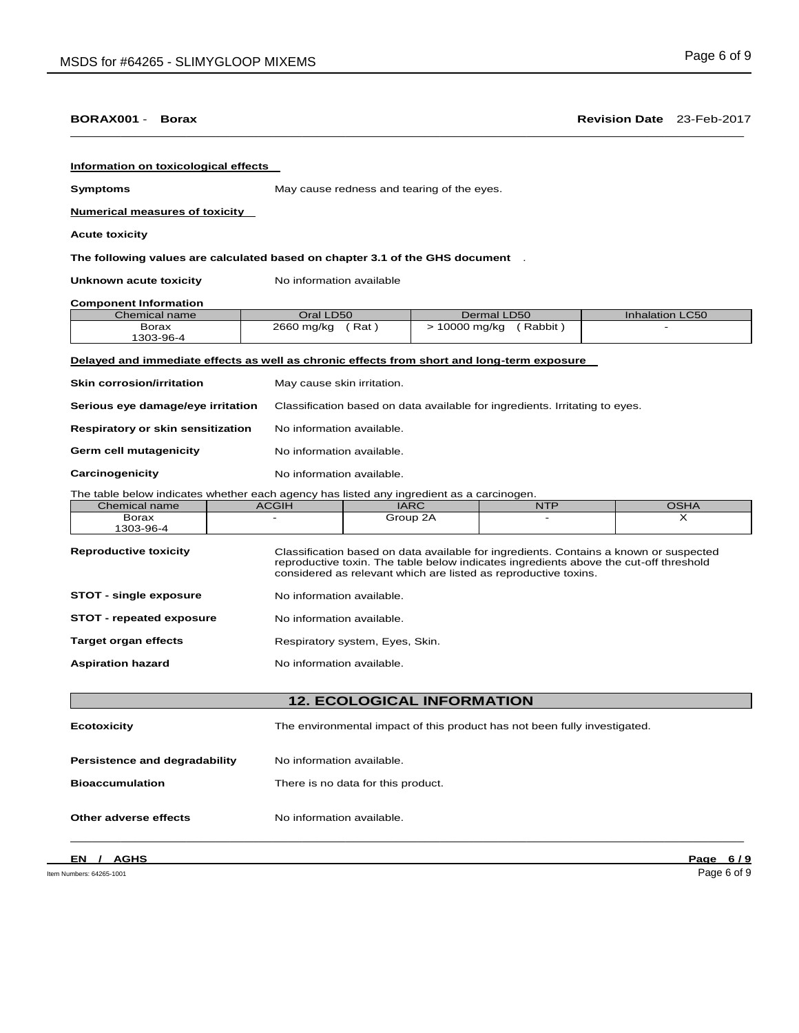**BORAX001** - **Borax** **Revision Date** 23-Feb-2017

**Information on toxicological effects**

**Symptoms** May cause redness and tearing of the eyes.

**Numerical measures of toxicity**

**Acute toxicity**

**The following values are calculated based on chapter 3.1 of the GHS document** .

**Unknown acute toxicity** No information available

**Component Information**

| Chemical name | Oral LD50 | Dermal LD50 | Inhalation LC50 |
|---|---|---|---|
| Borax<br>1303-96-4 | 2660 mg/kg ( Rat ) | > 10000 mg/kg ( Rabbit ) | - |

**Delayed and immediate effects as well as chronic effects from short and long-term exposure**

**Skin corrosion/irritation** May cause skin irritation.

**Serious eye damage/eye irritation** Classification based on data available for ingredients. Irritating to eyes.

**Respiratory or skin sensitization** No information available.

**Germ cell mutagenicity** No information available.

**Carcinogenicity** No information available.

The table below indicates whether each agency has listed any ingredient as a carcinogen.

| Chemical name | ACGIH | IARC | NTP | OSHA |
|---|---|---|---|---|
| Borax<br>1303-96-4 | - | Group 2A | - | X |

**Reproductive toxicity** Classification based on data available for ingredients. Contains a known or suspected reproductive toxin. The table below indicates ingredients above the cut-off threshold considered as relevant which are listed as reproductive toxins.

**STOT - single exposure** No information available.

**STOT - repeated exposure** No information available.

**Target organ effects** Respiratory system, Eyes, Skin.

**Aspiration hazard** No information available.

## 12. ECOLOGICAL INFORMATION

**Ecotoxicity** The environmental impact of this product has not been fully investigated.

**Persistence and degradability** No information available.

**Bioaccumulation** There is no data for this product.

**Other adverse effects** No information available.

**EN / AGHS**

Item Numbers: 64265-1001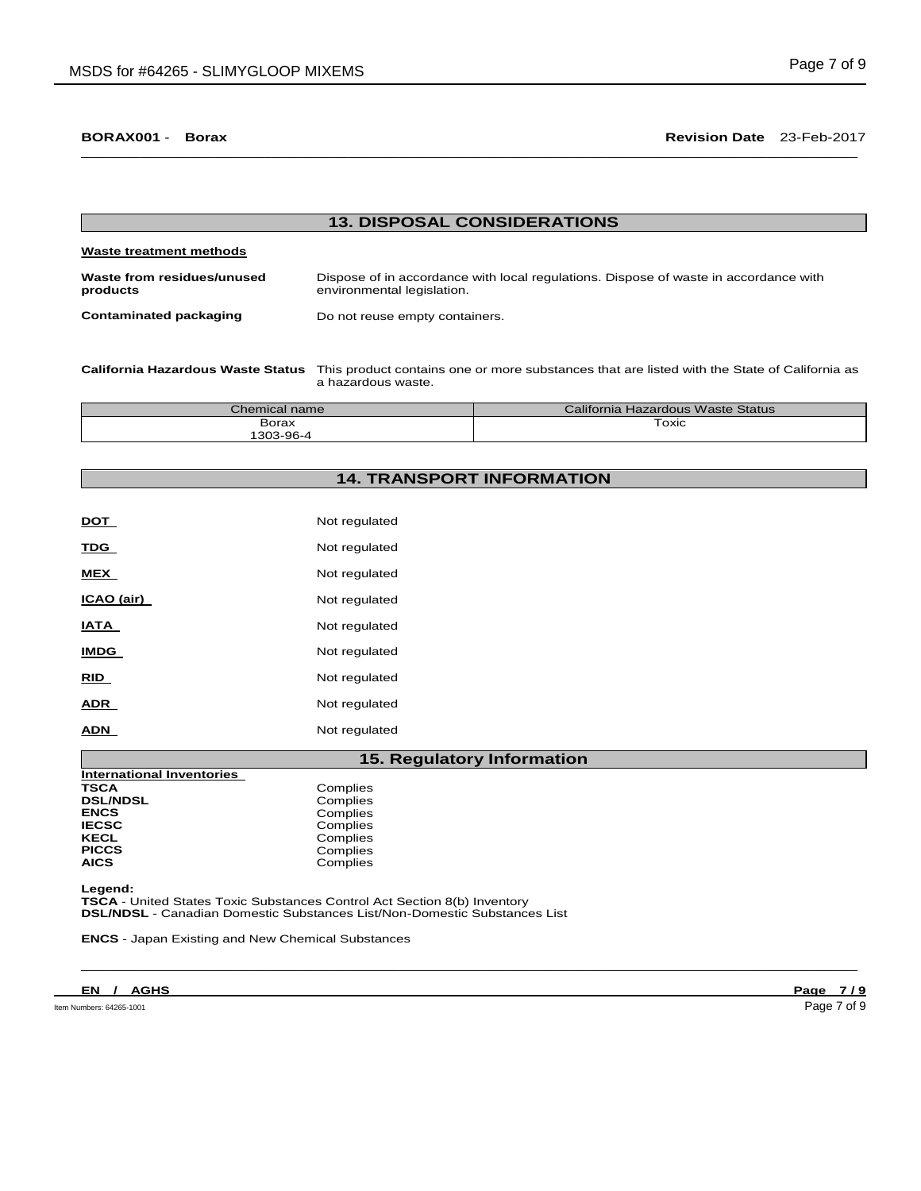**BORAX001** - **Borax** **Revision Date** 23-Feb-2017

## 13. DISPOSAL CONSIDERATIONS

**Waste treatment methods**

| | |
|---|---|
| **Waste from residues/unused products** | Dispose of in accordance with local regulations. Dispose of waste in accordance with environmental legislation. |
| **Contaminated packaging** | Do not reuse empty containers. |

**California Hazardous Waste Status** This product contains one or more substances that are listed with the State of California as a hazardous waste.

| Chemical name | California Hazardous Waste Status |
|---|---|
| Borax<br>1303-96-4 | Toxic |

## 14. TRANSPORT INFORMATION

| | |
|---|---|
| **DOT** | Not regulated |
| **TDG** | Not regulated |
| **MEX** | Not regulated |
| **ICAO (air)** | Not regulated |
| **IATA** | Not regulated |
| **IMDG** | Not regulated |
| **RID** | Not regulated |
| **ADR** | Not regulated |
| **ADN** | Not regulated |

## 15. Regulatory Information

**International Inventories**

| | |
|---|---|
| **TSCA** | Complies |
| **DSL/NDSL** | Complies |
| **ENCS** | Complies |
| **IECSC** | Complies |
| **KECL** | Complies |
| **PICCS** | Complies |
| **AICS** | Complies |

**Legend:**
**TSCA** - United States Toxic Substances Control Act Section 8(b) Inventory
**DSL/NDSL** - Canadian Domestic Substances List/Non-Domestic Substances List

**ENCS** - Japan Existing and New Chemical Substances

**EN / AGHS**

Item Numbers: 64265-1001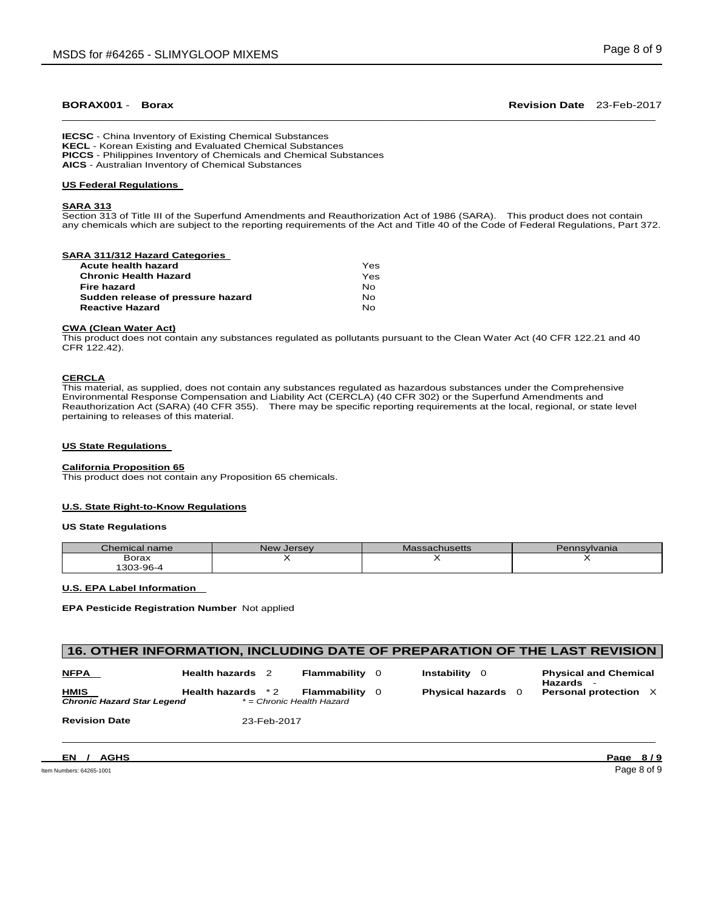**BORAX001** - **Borax** **Revision Date** 23-Feb-2017

**IECSC** - China Inventory of Existing Chemical Substances
**KECL** - Korean Existing and Evaluated Chemical Substances
**PICCS** - Philippines Inventory of Chemicals and Chemical Substances
**AICS** - Australian Inventory of Chemical Substances

### US Federal Regulations

#### SARA 313

Section 313 of Title III of the Superfund Amendments and Reauthorization Act of 1986 (SARA). This product does not contain any chemicals which are subject to the reporting requirements of the Act and Title 40 of the Code of Federal Regulations, Part 372.

#### SARA 311/312 Hazard Categories

| | |
|---|---|
| **Acute health hazard** | Yes |
| **Chronic Health Hazard** | Yes |
| **Fire hazard** | No |
| **Sudden release of pressure hazard** | No |
| **Reactive Hazard** | No |

#### CWA (Clean Water Act)

This product does not contain any substances regulated as pollutants pursuant to the Clean Water Act (40 CFR 122.21 and 40 CFR 122.42).

#### CERCLA

This material, as supplied, does not contain any substances regulated as hazardous substances under the Comprehensive Environmental Response Compensation and Liability Act (CERCLA) (40 CFR 302) or the Superfund Amendments and Reauthorization Act (SARA) (40 CFR 355). There may be specific reporting requirements at the local, regional, or state level pertaining to releases of this material.

### US State Regulations

#### California Proposition 65

This product does not contain any Proposition 65 chemicals.

#### U.S. State Right-to-Know Regulations

**US State Regulations**

| Chemical name | New Jersey | Massachusetts | Pennsylvania |
|---|---|---|---|
| Borax 1303-96-4 | X | X | X |

#### U.S. EPA Label Information

**EPA Pesticide Registration Number** Not applied

## 16. OTHER INFORMATION, INCLUDING DATE OF PREPARATION OF THE LAST REVISION

| | | | | |
|---|---|---|---|---|
| **NFPA** | **Health hazards** 2 | **Flammability** 0 | **Instability** 0 | **Physical and Chemical Hazards** - |
| **HMIS** | **Health hazards** *2 | **Flammability** 0 | **Physical hazards** 0 | **Personal protection** X |
| ***Chronic Hazard Star Legend*** | *\* = Chronic Health Hazard* | | | |

**Revision Date** 23-Feb-2017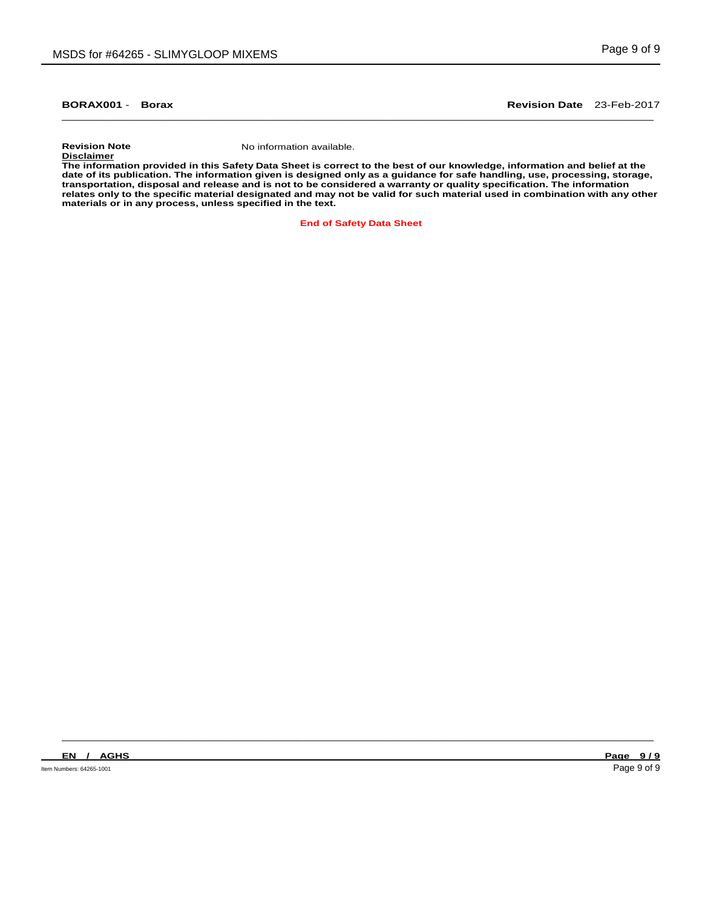**BORAX001** - **Borax** **Revision Date** 23-Feb-2017

**Revision Note** No information available.

**Disclaimer**

**The information provided in this Safety Data Sheet is correct to the best of our knowledge, information and belief at the date of its publication. The information given is designed only as a guidance for safe handling, use, processing, storage, transportation, disposal and release and is not to be considered a warranty or quality specification. The information relates only to the specific material designated and may not be valid for such material used in combination with any other materials or in any process, unless specified in the text.**

**End of Safety Data Sheet**